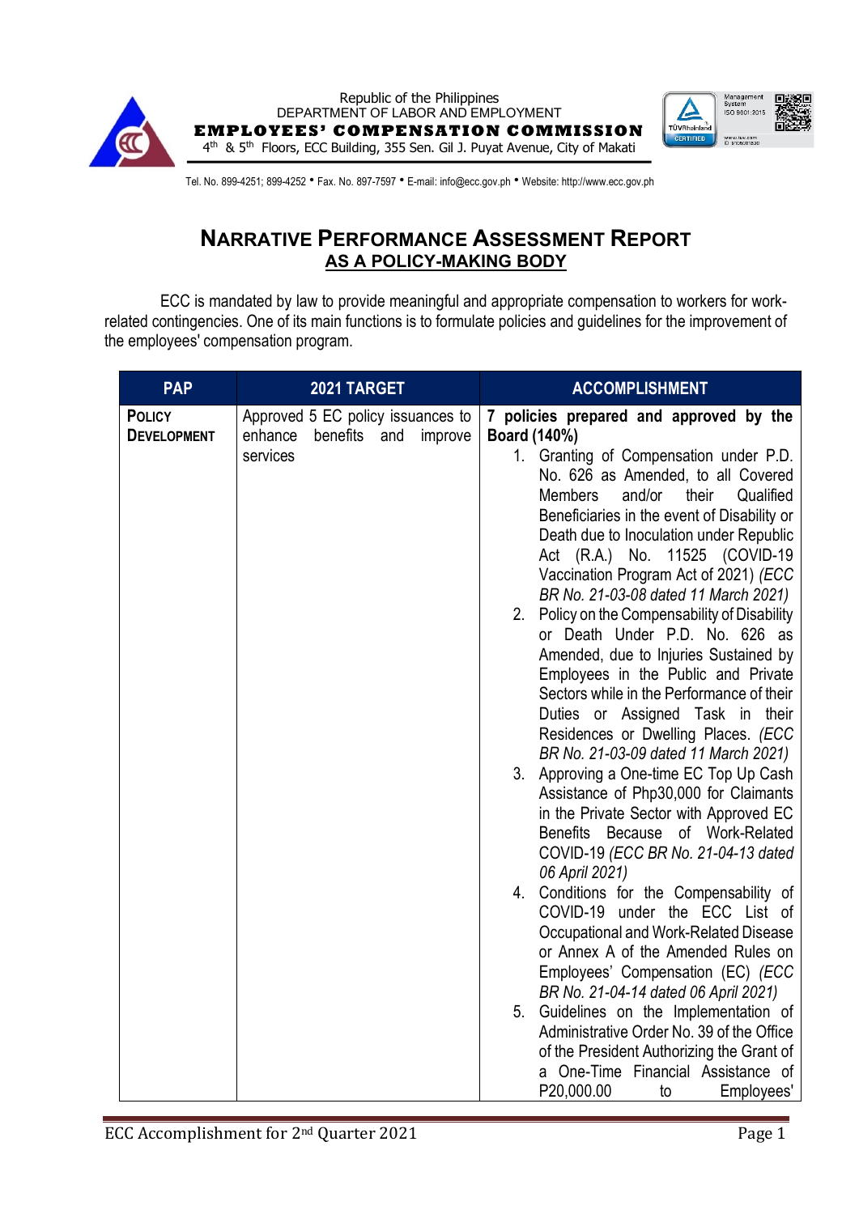Republic of the Philippines
DEPARTMENT OF LABOR AND EMPLOYMENT
**EMPLOYEES' COMPENSATION COMMISSION**
4th & 5th Floors, ECC Building, 355 Sen. Gil J. Puyat Avenue, City of Makati

Tel. No. 899-4251; 899-4252 • Fax. No. 897-7597 • E-mail: info@ecc.gov.ph • Website: http://www.ecc.gov.ph

# NARRATIVE PERFORMANCE ASSESSMENT REPORT

## AS A POLICY-MAKING BODY

ECC is mandated by law to provide meaningful and appropriate compensation to workers for work-related contingencies. One of its main functions is to formulate policies and guidelines for the improvement of the employees' compensation program.

| PAP | 2021 TARGET | ACCOMPLISHMENT |
|---|---|---|
| **POLICY DEVELOPMENT** | Approved 5 EC policy issuances to enhance benefits and improve services | **7 policies prepared and approved by the Board (140%)**<br>1. Granting of Compensation under P.D. No. 626 as Amended, to all Covered Members and/or their Qualified Beneficiaries in the event of Disability or Death due to Inoculation under Republic Act (R.A.) No. 11525 (COVID-19 Vaccination Program Act of 2021) *(ECC BR No. 21-03-08 dated 11 March 2021)*<br>2. Policy on the Compensability of Disability or Death Under P.D. No. 626 as Amended, due to Injuries Sustained by Employees in the Public and Private Sectors while in the Performance of their Duties or Assigned Task in their Residences or Dwelling Places. *(ECC BR No. 21-03-09 dated 11 March 2021)*<br>3. Approving a One-time EC Top Up Cash Assistance of Php30,000 for Claimants in the Private Sector with Approved EC Benefits Because of Work-Related COVID-19 *(ECC BR No. 21-04-13 dated 06 April 2021)*<br>4. Conditions for the Compensability of COVID-19 under the ECC List of Occupational and Work-Related Disease or Annex A of the Amended Rules on Employees' Compensation (EC) *(ECC BR No. 21-04-14 dated 06 April 2021)*<br>5. Guidelines on the Implementation of Administrative Order No. 39 of the Office of the President Authorizing the Grant of a One-Time Financial Assistance of P20,000.00 to Employees' |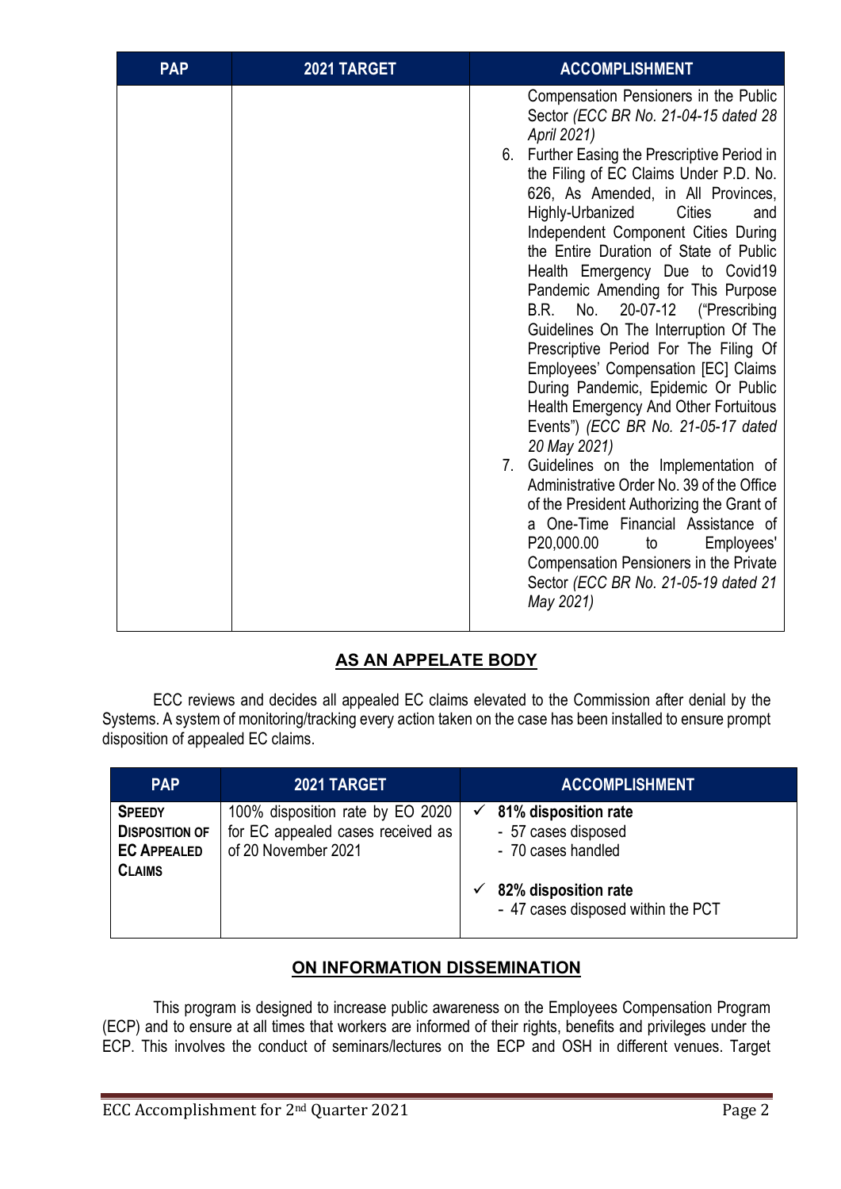| PAP | 2021 TARGET | ACCOMPLISHMENT |
|---|---|---|
| | | Compensation Pensioners in the Public Sector *(ECC BR No. 21-04-15 dated 28 April 2021)*<br>6. Further Easing the Prescriptive Period in the Filing of EC Claims Under P.D. No. 626, As Amended, in All Provinces, Highly-Urbanized Cities and Independent Component Cities During the Entire Duration of State of Public Health Emergency Due to Covid19 Pandemic Amending for This Purpose B.R. No. 20-07-12 ("Prescribing Guidelines On The Interruption Of The Prescriptive Period For The Filing Of Employees' Compensation [EC] Claims During Pandemic, Epidemic Or Public Health Emergency And Other Fortuitous Events") *(ECC BR No. 21-05-17 dated 20 May 2021)*<br>7. Guidelines on the Implementation of Administrative Order No. 39 of the Office of the President Authorizing the Grant of a One-Time Financial Assistance of P20,000.00 to Employees' Compensation Pensioners in the Private Sector *(ECC BR No. 21-05-19 dated 21 May 2021)* |

## AS AN APPELATE BODY

ECC reviews and decides all appealed EC claims elevated to the Commission after denial by the Systems. A system of monitoring/tracking every action taken on the case has been installed to ensure prompt disposition of appealed EC claims.

| PAP | 2021 TARGET | ACCOMPLISHMENT |
|---|---|---|
| **SPEEDY DISPOSITION OF EC APPEALED CLAIMS** | 100% disposition rate by EO 2020 for EC appealed cases received as of 20 November 2021 | ✓ **81% disposition rate**<br>- 57 cases disposed<br>- 70 cases handled<br><br>✓ **82% disposition rate**<br>- 47 cases disposed within the PCT |

## ON INFORMATION DISSEMINATION

This program is designed to increase public awareness on the Employees Compensation Program (ECP) and to ensure at all times that workers are informed of their rights, benefits and privileges under the ECP. This involves the conduct of seminars/lectures on the ECP and OSH in different venues. Target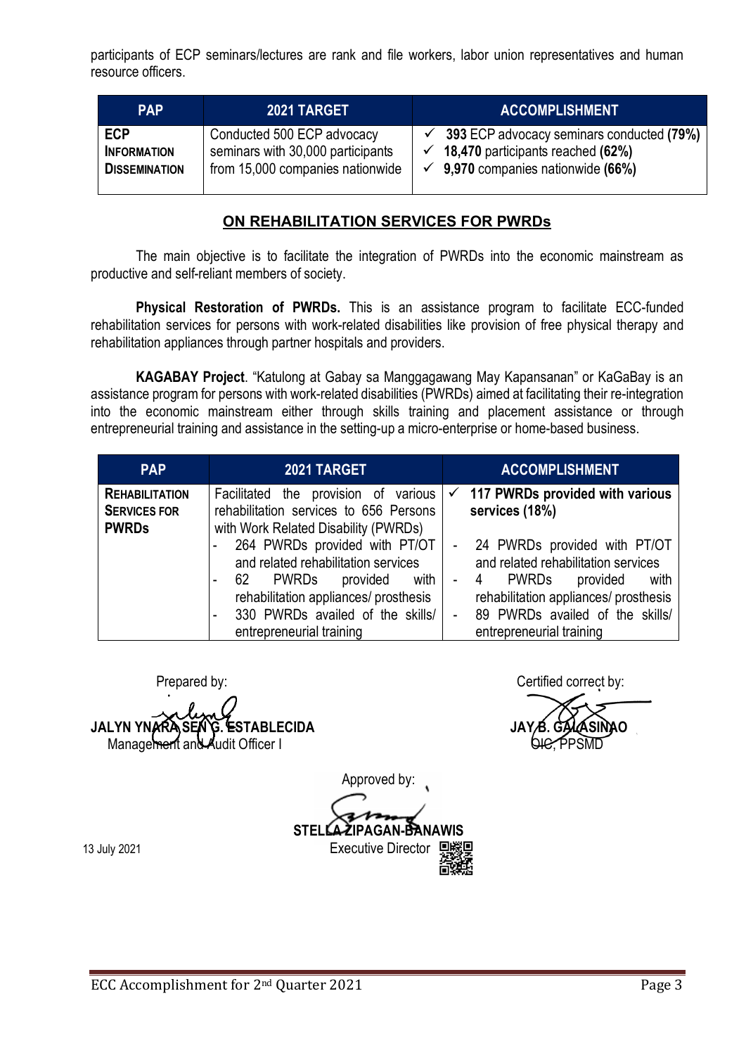participants of ECP seminars/lectures are rank and file workers, labor union representatives and human resource officers.

| PAP | 2021 TARGET | ACCOMPLISHMENT |
| --- | --- | --- |
| **ECP INFORMATION DISSEMINATION** | Conducted 500 ECP advocacy seminars with 30,000 participants from 15,000 companies nationwide | ✓ **393** ECP advocacy seminars conducted **(79%)**<br>✓ **18,470** participants reached **(62%)**<br>✓ **9,970** companies nationwide **(66%)** |

## ON REHABILITATION SERVICES FOR PWRDs

The main objective is to facilitate the integration of PWRDs into the economic mainstream as productive and self-reliant members of society.

**Physical Restoration of PWRDs.** This is an assistance program to facilitate ECC-funded rehabilitation services for persons with work-related disabilities like provision of free physical therapy and rehabilitation appliances through partner hospitals and providers.

**KAGABAY Project**. "Katulong at Gabay sa Manggagawang May Kapansanan" or KaGaBay is an assistance program for persons with work-related disabilities (PWRDs) aimed at facilitating their re-integration into the economic mainstream either through skills training and placement assistance or through entrepreneurial training and assistance in the setting-up a micro-enterprise or home-based business.

| PAP | 2021 TARGET | ACCOMPLISHMENT |
| --- | --- | --- |
| **REHABILITATION SERVICES FOR PWRDs** | Facilitated the provision of various rehabilitation services to 656 Persons with Work Related Disability (PWRDs)<br>- 264 PWRDs provided with PT/OT and related rehabilitation services<br>- 62 PWRDs provided with rehabilitation appliances/ prosthesis<br>- 330 PWRDs availed of the skills/ entrepreneurial training | ✓ **117 PWRDs provided with various services (18%)**<br>- 24 PWRDs provided with PT/OT and related rehabilitation services<br>- 4 PWRDs provided with rehabilitation appliances/ prosthesis<br>- 89 PWRDs availed of the skills/ entrepreneurial training |

Prepared by:

**JALYN YNARA SEN G. ESTABLECIDA**
Management and Audit Officer I

Certified correct by:

**JAY B. GALASINAO**
OIC, PPSMD

Approved by:

**STELLA ZIPAGAN-BANAWIS**
Executive Director

13 July 2021